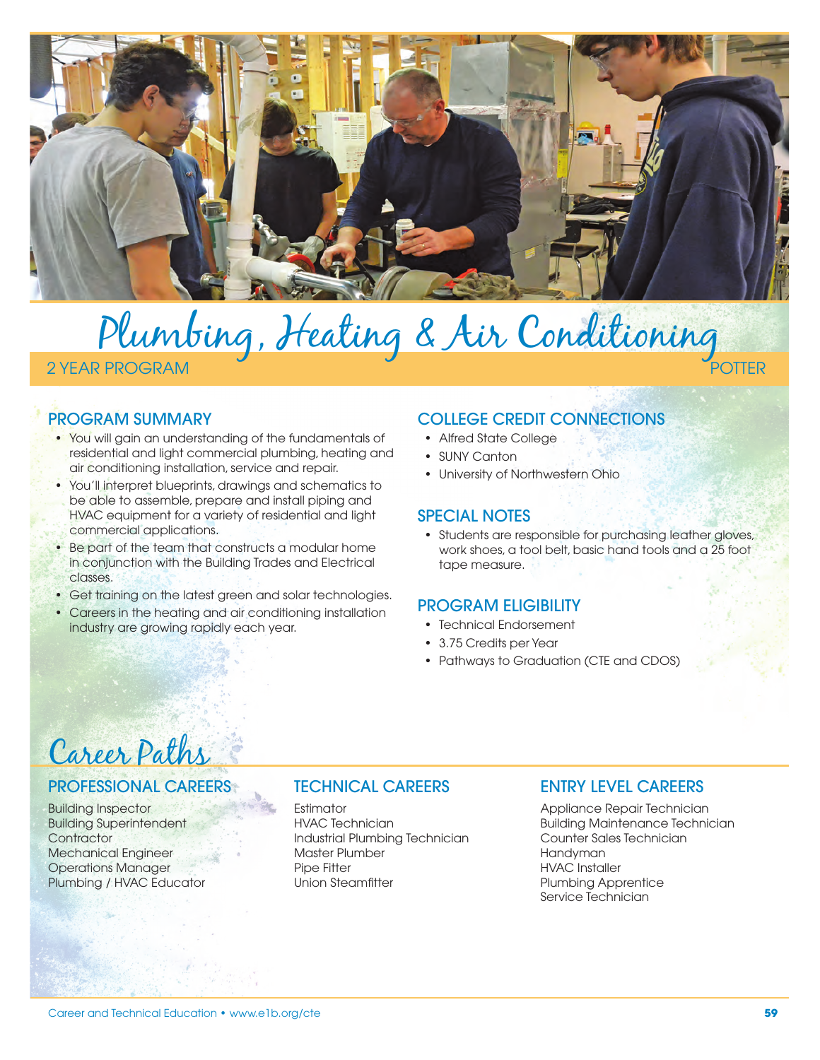# Plumbing, Heating & Air Conditioning

2 YEAR PROGRAM POTTER

## PROGRAM SUMMARY

- You will gain an understanding of the fundamentals of residential and light commercial plumbing, heating and air conditioning installation, service and repair.
- You'll interpret blueprints, drawings and schematics to be able to assemble, prepare and install piping and HVAC equipment for a variety of residential and light commercial applications.
- Be part of the team that constructs a modular home in conjunction with the Building Trades and Electrical classes.
- Get training on the latest green and solar technologies.
- Careers in the heating and air conditioning installation industry are growing rapidly each year.

## COLLEGE CREDIT CONNECTIONS

- Alfred State College
- SUNY Canton
- University of Northwestern Ohio

## SPECIAL NOTES

- Students are responsible for purchasing leather gloves, work shoes, a tool belt, basic hand tools and a 25 foot tape measure.

## PROGRAM ELIGIBILITY

- Technical Endorsement
- 3.75 Credits per Year
- Pathways to Graduation (CTE and CDOS)

# Career Paths

## PROFESSIONAL CAREERS

Building Inspector
Building Superintendent
Contractor
Mechanical Engineer
Operations Manager
Plumbing / HVAC Educator

## TECHNICAL CAREERS

Estimator
HVAC Technician
Industrial Plumbing Technician
Master Plumber
Pipe Fitter
Union Steamfitter

## ENTRY LEVEL CAREERS

Appliance Repair Technician
Building Maintenance Technician
Counter Sales Technician
Handyman
HVAC Installer
Plumbing Apprentice
Service Technician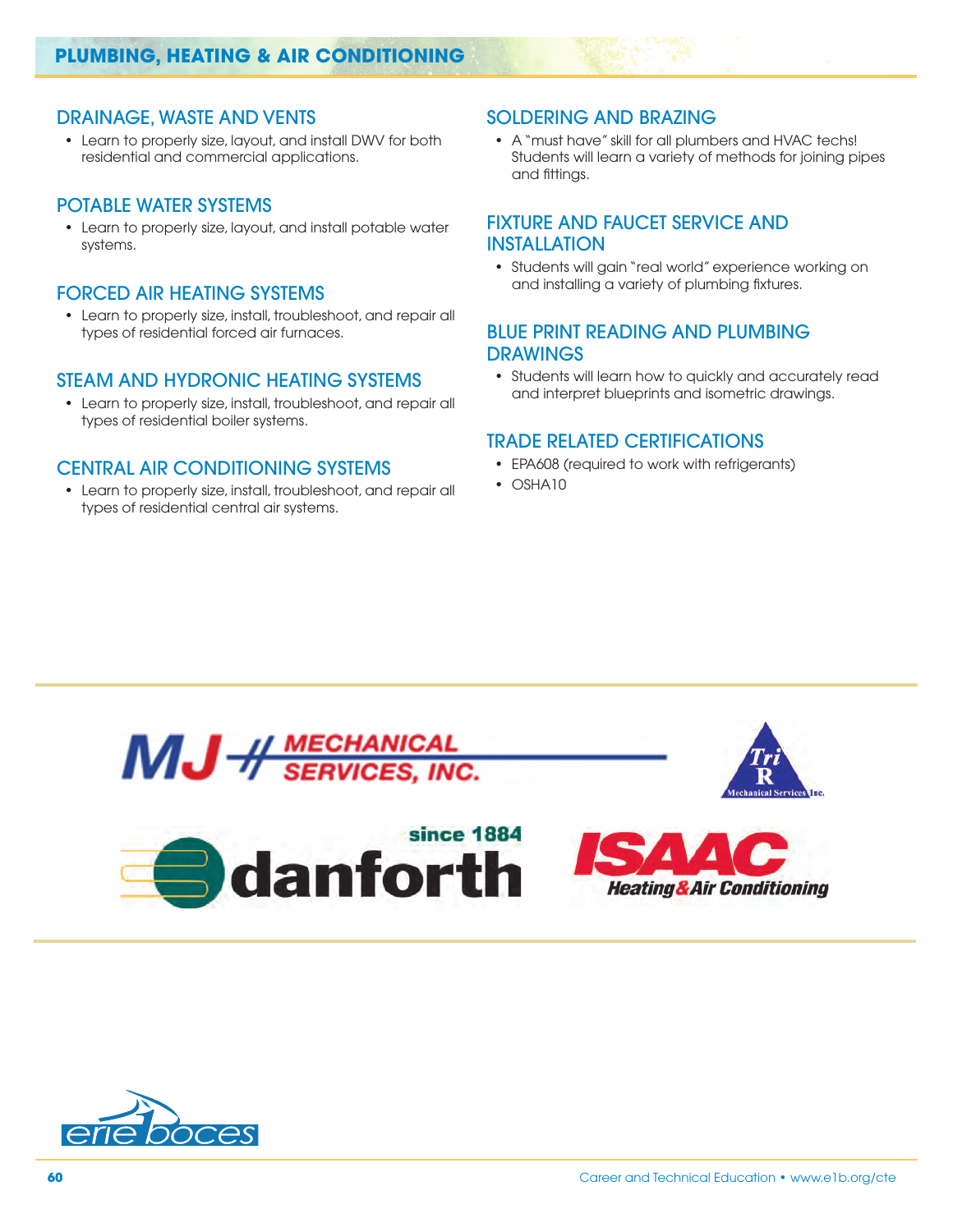## DRAINAGE, WASTE AND VENTS

- Learn to properly size, layout, and install DWV for both residential and commercial applications.

## POTABLE WATER SYSTEMS

- Learn to properly size, layout, and install potable water systems.

## FORCED AIR HEATING SYSTEMS

- Learn to properly size, install, troubleshoot, and repair all types of residential forced air furnaces.

## STEAM AND HYDRONIC HEATING SYSTEMS

- Learn to properly size, install, troubleshoot, and repair all types of residential boiler systems.

## CENTRAL AIR CONDITIONING SYSTEMS

- Learn to properly size, install, troubleshoot, and repair all types of residential central air systems.

## SOLDERING AND BRAZING

- A "must have" skill for all plumbers and HVAC techs! Students will learn a variety of methods for joining pipes and fittings.

## FIXTURE AND FAUCET SERVICE AND INSTALLATION

- Students will gain "real world" experience working on and installing a variety of plumbing fixtures.

## BLUE PRINT READING AND PLUMBING DRAWINGS

- Students will learn how to quickly and accurately read and interpret blueprints and isometric drawings.

## TRADE RELATED CERTIFICATIONS

- EPA608 (required to work with refrigerants)
- OSHA10

MJ MECHANICAL SERVICES, INC.

Tri R Mechanical Services Inc.

danforth since 1884

ISAAC Heating & Air Conditioning